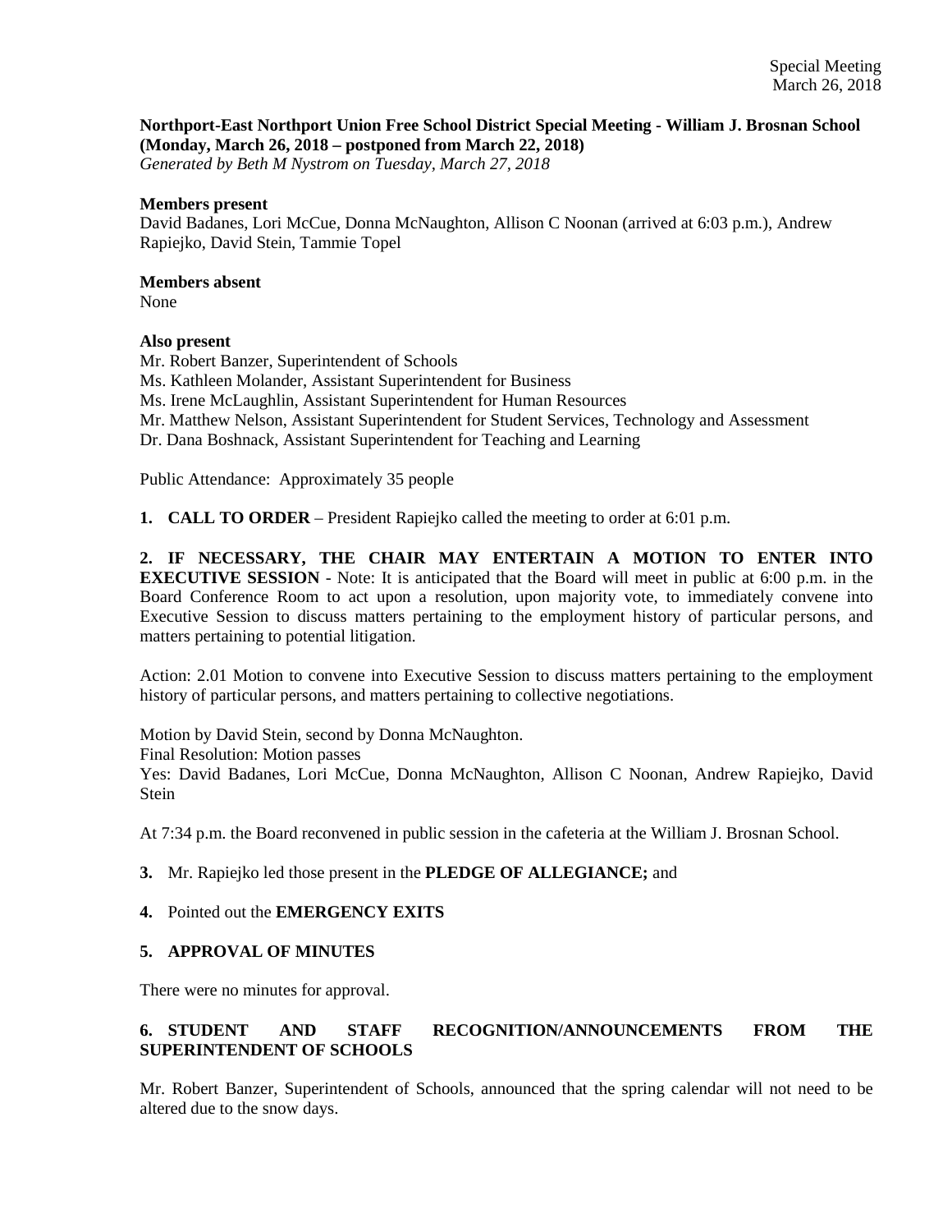Special Meeting
March 26, 2018

**Northport-East Northport Union Free School District Special Meeting - William J. Brosnan School (Monday, March 26, 2018 – postponed from March 22, 2018)**
*Generated by Beth M Nystrom on Tuesday, March 27, 2018*

**Members present**
David Badanes, Lori McCue, Donna McNaughton, Allison C Noonan (arrived at 6:03 p.m.), Andrew Rapiejko, David Stein, Tammie Topel

**Members absent**
None

**Also present**
Mr. Robert Banzer, Superintendent of Schools
Ms. Kathleen Molander, Assistant Superintendent for Business
Ms. Irene McLaughlin, Assistant Superintendent for Human Resources
Mr. Matthew Nelson, Assistant Superintendent for Student Services, Technology and Assessment
Dr. Dana Boshnack, Assistant Superintendent for Teaching and Learning

Public Attendance: Approximately 35 people

**1. CALL TO ORDER** – President Rapiejko called the meeting to order at 6:01 p.m.

**2. IF NECESSARY, THE CHAIR MAY ENTERTAIN A MOTION TO ENTER INTO EXECUTIVE SESSION** - Note: It is anticipated that the Board will meet in public at 6:00 p.m. in the Board Conference Room to act upon a resolution, upon majority vote, to immediately convene into Executive Session to discuss matters pertaining to the employment history of particular persons, and matters pertaining to potential litigation.

Action: 2.01 Motion to convene into Executive Session to discuss matters pertaining to the employment history of particular persons, and matters pertaining to collective negotiations.

Motion by David Stein, second by Donna McNaughton.
Final Resolution: Motion passes
Yes: David Badanes, Lori McCue, Donna McNaughton, Allison C Noonan, Andrew Rapiejko, David Stein

At 7:34 p.m. the Board reconvened in public session in the cafeteria at the William J. Brosnan School.

**3.** Mr. Rapiejko led those present in the **PLEDGE OF ALLEGIANCE;** and

**4.** Pointed out the **EMERGENCY EXITS**

**5. APPROVAL OF MINUTES**

There were no minutes for approval.

**6. STUDENT AND STAFF RECOGNITION/ANNOUNCEMENTS FROM THE SUPERINTENDENT OF SCHOOLS**

Mr. Robert Banzer, Superintendent of Schools, announced that the spring calendar will not need to be altered due to the snow days.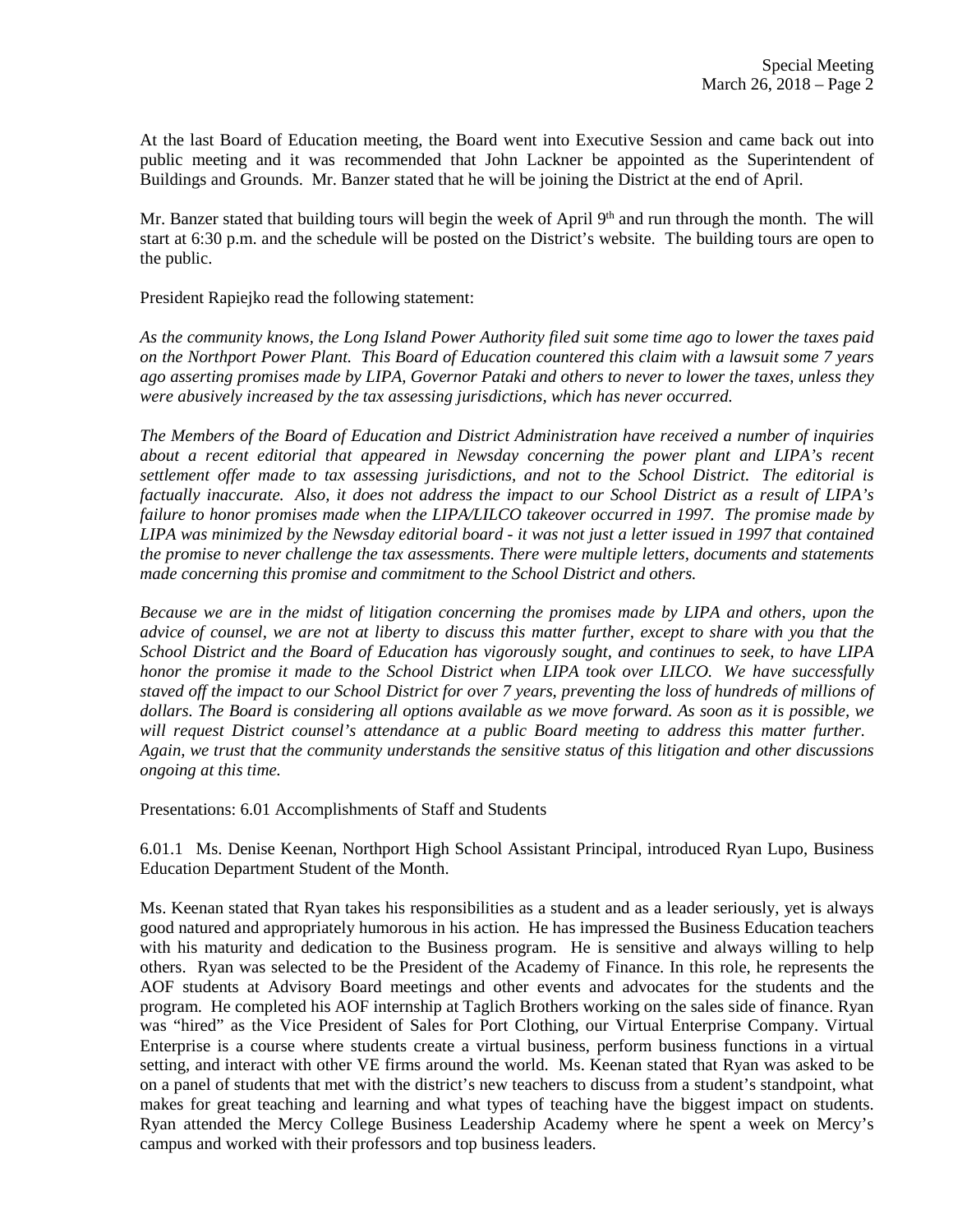At the last Board of Education meeting, the Board went into Executive Session and came back out into public meeting and it was recommended that John Lackner be appointed as the Superintendent of Buildings and Grounds. Mr. Banzer stated that he will be joining the District at the end of April.

Mr. Banzer stated that building tours will begin the week of April 9th and run through the month. The will start at 6:30 p.m. and the schedule will be posted on the District's website. The building tours are open to the public.

President Rapiejko read the following statement:

*As the community knows, the Long Island Power Authority filed suit some time ago to lower the taxes paid on the Northport Power Plant. This Board of Education countered this claim with a lawsuit some 7 years ago asserting promises made by LIPA, Governor Pataki and others to never to lower the taxes, unless they were abusively increased by the tax assessing jurisdictions, which has never occurred.*

*The Members of the Board of Education and District Administration have received a number of inquiries about a recent editorial that appeared in Newsday concerning the power plant and LIPA's recent settlement offer made to tax assessing jurisdictions, and not to the School District. The editorial is factually inaccurate. Also, it does not address the impact to our School District as a result of LIPA's failure to honor promises made when the LIPA/LILCO takeover occurred in 1997. The promise made by LIPA was minimized by the Newsday editorial board - it was not just a letter issued in 1997 that contained the promise to never challenge the tax assessments. There were multiple letters, documents and statements made concerning this promise and commitment to the School District and others.*

*Because we are in the midst of litigation concerning the promises made by LIPA and others, upon the advice of counsel, we are not at liberty to discuss this matter further, except to share with you that the School District and the Board of Education has vigorously sought, and continues to seek, to have LIPA honor the promise it made to the School District when LIPA took over LILCO. We have successfully staved off the impact to our School District for over 7 years, preventing the loss of hundreds of millions of dollars. The Board is considering all options available as we move forward. As soon as it is possible, we will request District counsel's attendance at a public Board meeting to address this matter further. Again, we trust that the community understands the sensitive status of this litigation and other discussions ongoing at this time.*

Presentations: 6.01 Accomplishments of Staff and Students

6.01.1 Ms. Denise Keenan, Northport High School Assistant Principal, introduced Ryan Lupo, Business Education Department Student of the Month.

Ms. Keenan stated that Ryan takes his responsibilities as a student and as a leader seriously, yet is always good natured and appropriately humorous in his action. He has impressed the Business Education teachers with his maturity and dedication to the Business program. He is sensitive and always willing to help others. Ryan was selected to be the President of the Academy of Finance. In this role, he represents the AOF students at Advisory Board meetings and other events and advocates for the students and the program. He completed his AOF internship at Taglich Brothers working on the sales side of finance. Ryan was "hired" as the Vice President of Sales for Port Clothing, our Virtual Enterprise Company. Virtual Enterprise is a course where students create a virtual business, perform business functions in a virtual setting, and interact with other VE firms around the world. Ms. Keenan stated that Ryan was asked to be on a panel of students that met with the district's new teachers to discuss from a student's standpoint, what makes for great teaching and learning and what types of teaching have the biggest impact on students. Ryan attended the Mercy College Business Leadership Academy where he spent a week on Mercy's campus and worked with their professors and top business leaders.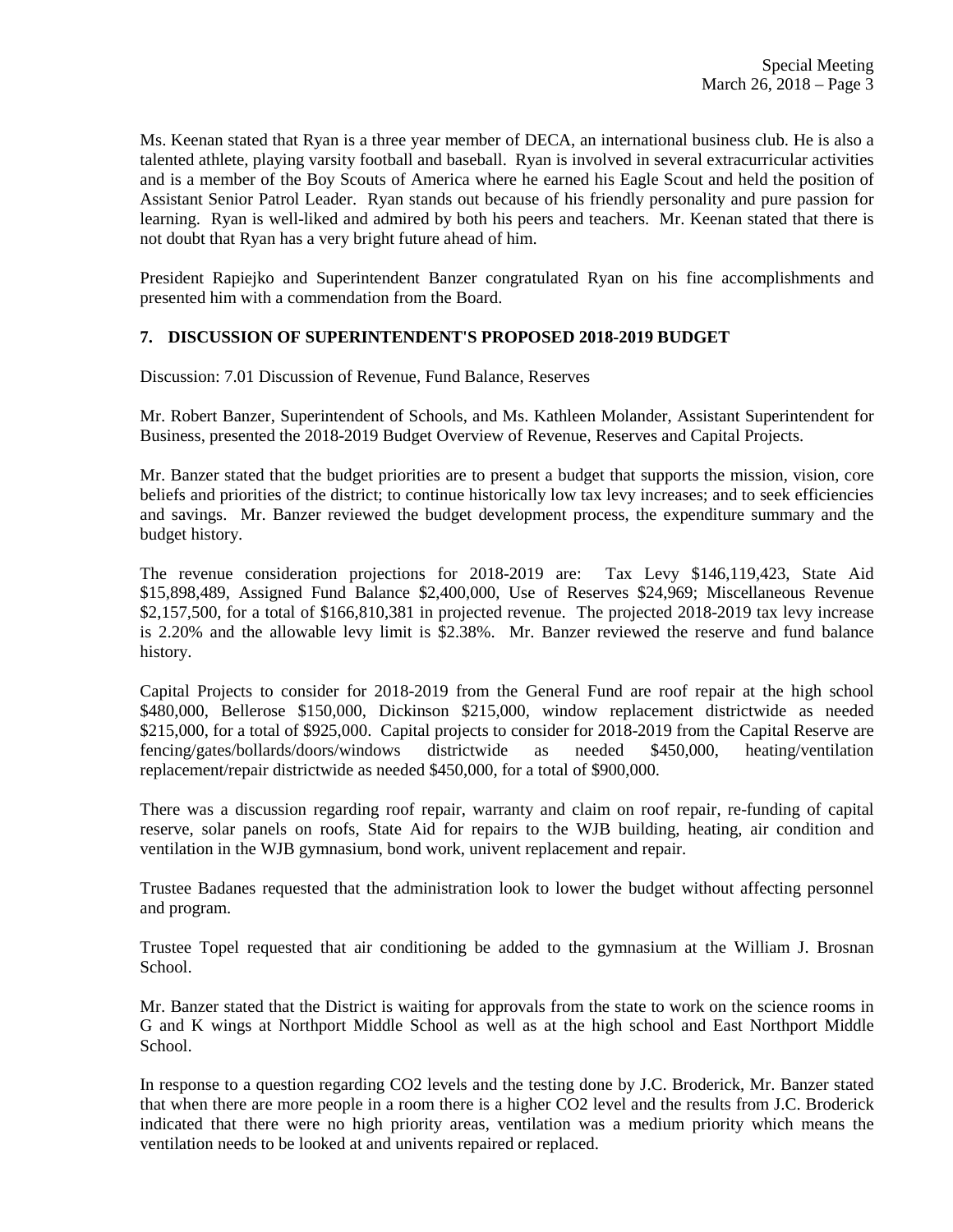Ms. Keenan stated that Ryan is a three year member of DECA, an international business club. He is also a talented athlete, playing varsity football and baseball. Ryan is involved in several extracurricular activities and is a member of the Boy Scouts of America where he earned his Eagle Scout and held the position of Assistant Senior Patrol Leader. Ryan stands out because of his friendly personality and pure passion for learning. Ryan is well-liked and admired by both his peers and teachers. Mr. Keenan stated that there is not doubt that Ryan has a very bright future ahead of him.

President Rapiejko and Superintendent Banzer congratulated Ryan on his fine accomplishments and presented him with a commendation from the Board.

**7. DISCUSSION OF SUPERINTENDENT'S PROPOSED 2018-2019 BUDGET**

Discussion: 7.01 Discussion of Revenue, Fund Balance, Reserves

Mr. Robert Banzer, Superintendent of Schools, and Ms. Kathleen Molander, Assistant Superintendent for Business, presented the 2018-2019 Budget Overview of Revenue, Reserves and Capital Projects.

Mr. Banzer stated that the budget priorities are to present a budget that supports the mission, vision, core beliefs and priorities of the district; to continue historically low tax levy increases; and to seek efficiencies and savings. Mr. Banzer reviewed the budget development process, the expenditure summary and the budget history.

The revenue consideration projections for 2018-2019 are: Tax Levy $146,119,423, State Aid $15,898,489, Assigned Fund Balance $2,400,000, Use of Reserves $24,969; Miscellaneous Revenue $2,157,500, for a total of $166,810,381 in projected revenue. The projected 2018-2019 tax levy increase is 2.20% and the allowable levy limit is $2.38%. Mr. Banzer reviewed the reserve and fund balance history.

Capital Projects to consider for 2018-2019 from the General Fund are roof repair at the high school $480,000, Bellerose $150,000, Dickinson $215,000, window replacement districtwide as needed $215,000, for a total of $925,000. Capital projects to consider for 2018-2019 from the Capital Reserve are fencing/gates/bollards/doors/windows districtwide as needed $450,000, heating/ventilation replacement/repair districtwide as needed $450,000, for a total of $900,000.

There was a discussion regarding roof repair, warranty and claim on roof repair, re-funding of capital reserve, solar panels on roofs, State Aid for repairs to the WJB building, heating, air condition and ventilation in the WJB gymnasium, bond work, univent replacement and repair.

Trustee Badanes requested that the administration look to lower the budget without affecting personnel and program.

Trustee Topel requested that air conditioning be added to the gymnasium at the William J. Brosnan School.

Mr. Banzer stated that the District is waiting for approvals from the state to work on the science rooms in G and K wings at Northport Middle School as well as at the high school and East Northport Middle School.

In response to a question regarding $CO_2$ levels and the testing done by J.C. Broderick, Mr. Banzer stated that when there are more people in a room there is a higher $CO_2$ level and the results from J.C. Broderick indicated that there were no high priority areas, ventilation was a medium priority which means the ventilation needs to be looked at and univents repaired or replaced.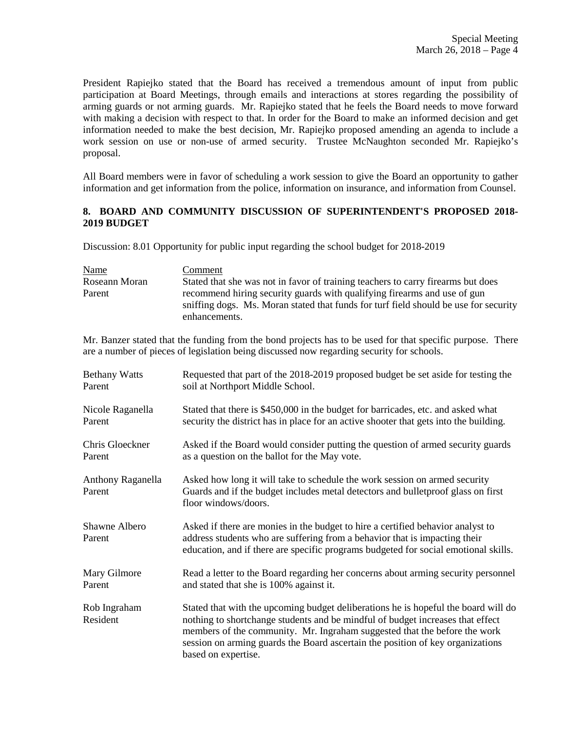President Rapiejko stated that the Board has received a tremendous amount of input from public participation at Board Meetings, through emails and interactions at stores regarding the possibility of arming guards or not arming guards. Mr. Rapiejko stated that he feels the Board needs to move forward with making a decision with respect to that. In order for the Board to make an informed decision and get information needed to make the best decision, Mr. Rapiejko proposed amending an agenda to include a work session on use or non-use of armed security. Trustee McNaughton seconded Mr. Rapiejko's proposal.

All Board members were in favor of scheduling a work session to give the Board an opportunity to gather information and get information from the police, information on insurance, and information from Counsel.

## 8. BOARD AND COMMUNITY DISCUSSION OF SUPERINTENDENT'S PROPOSED 2018-2019 BUDGET

Discussion: 8.01 Opportunity for public input regarding the school budget for 2018-2019

| Name | Comment |
|---|---|
| Roseann Moran<br>Parent | Stated that she was not in favor of training teachers to carry firearms but does recommend hiring security guards with qualifying firearms and use of gun sniffing dogs. Ms. Moran stated that funds for turf field should be use for security enhancements. |

Mr. Banzer stated that the funding from the bond projects has to be used for that specific purpose. There are a number of pieces of legislation being discussed now regarding security for schools.

| Name | Comment |
|---|---|
| Bethany Watts<br>Parent | Requested that part of the 2018-2019 proposed budget be set aside for testing the soil at Northport Middle School. |
| Nicole Raganella<br>Parent | Stated that there is $450,000 in the budget for barricades, etc. and asked what security the district has in place for an active shooter that gets into the building. |
| Chris Gloeckner<br>Parent | Asked if the Board would consider putting the question of armed security guards as a question on the ballot for the May vote. |
| Anthony Raganella<br>Parent | Asked how long it will take to schedule the work session on armed security Guards and if the budget includes metal detectors and bulletproof glass on first floor windows/doors. |
| Shawne Albero<br>Parent | Asked if there are monies in the budget to hire a certified behavior analyst to address students who are suffering from a behavior that is impacting their education, and if there are specific programs budgeted for social emotional skills. |
| Mary Gilmore<br>Parent | Read a letter to the Board regarding her concerns about arming security personnel and stated that she is 100% against it. |
| Rob Ingraham<br>Resident | Stated that with the upcoming budget deliberations he is hopeful the board will do nothing to shortchange students and be mindful of budget increases that effect members of the community. Mr. Ingraham suggested that the before the work session on arming guards the Board ascertain the position of key organizations based on expertise. |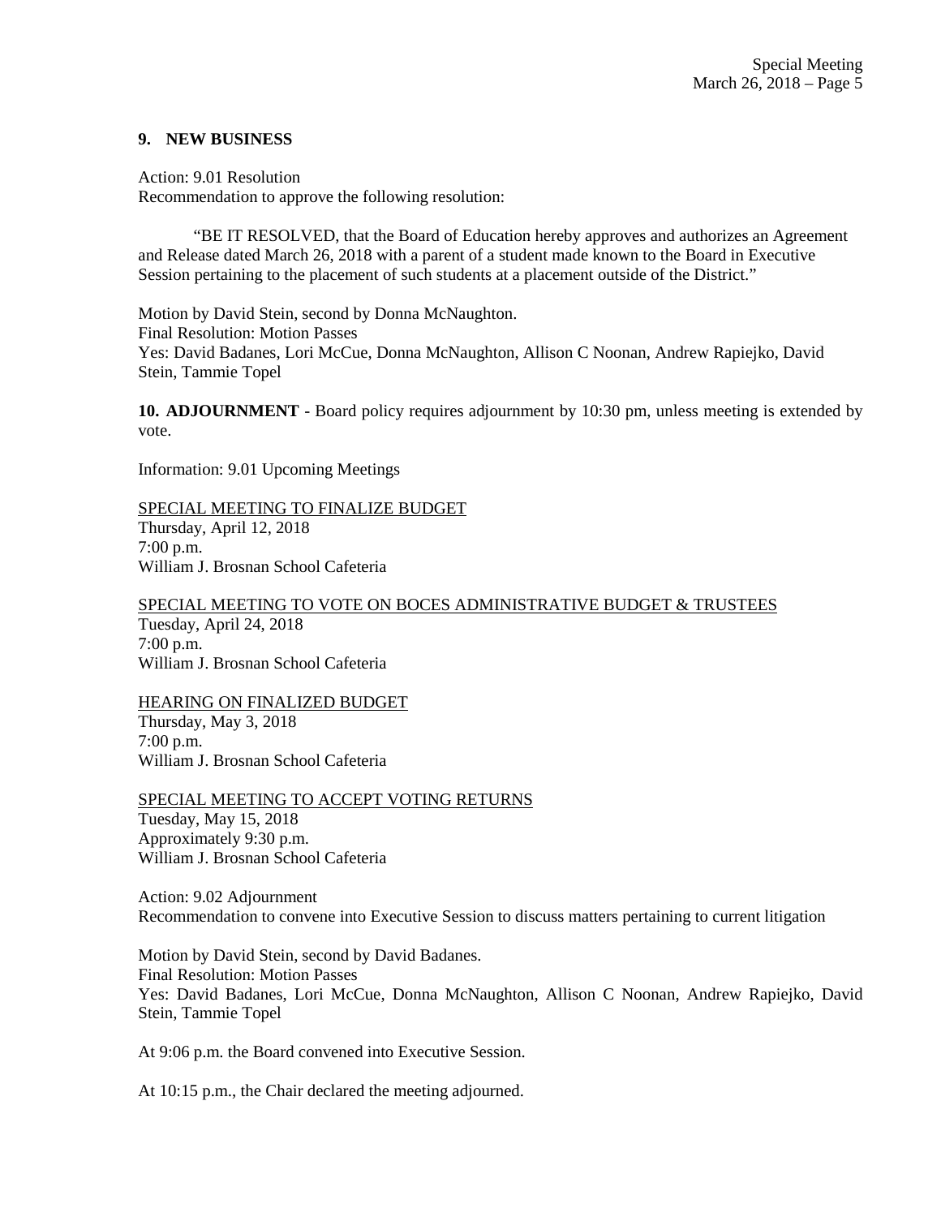## 9. NEW BUSINESS

Action: 9.01 Resolution
Recommendation to approve the following resolution:

"BE IT RESOLVED, that the Board of Education hereby approves and authorizes an Agreement and Release dated March 26, 2018 with a parent of a student made known to the Board in Executive Session pertaining to the placement of such students at a placement outside of the District."

Motion by David Stein, second by Donna McNaughton.
Final Resolution: Motion Passes
Yes: David Badanes, Lori McCue, Donna McNaughton, Allison C Noonan, Andrew Rapiejko, David Stein, Tammie Topel

**10. ADJOURNMENT** - Board policy requires adjournment by 10:30 pm, unless meeting is extended by vote.

Information: 9.01 Upcoming Meetings

<u>SPECIAL MEETING TO FINALIZE BUDGET</u>
Thursday, April 12, 2018
7:00 p.m.
William J. Brosnan School Cafeteria

<u>SPECIAL MEETING TO VOTE ON BOCES ADMINISTRATIVE BUDGET & TRUSTEES</u>
Tuesday, April 24, 2018
7:00 p.m.
William J. Brosnan School Cafeteria

<u>HEARING ON FINALIZED BUDGET</u>
Thursday, May 3, 2018
7:00 p.m.
William J. Brosnan School Cafeteria

<u>SPECIAL MEETING TO ACCEPT VOTING RETURNS</u>
Tuesday, May 15, 2018
Approximately 9:30 p.m.
William J. Brosnan School Cafeteria

Action: 9.02 Adjournment
Recommendation to convene into Executive Session to discuss matters pertaining to current litigation

Motion by David Stein, second by David Badanes.
Final Resolution: Motion Passes
Yes: David Badanes, Lori McCue, Donna McNaughton, Allison C Noonan, Andrew Rapiejko, David Stein, Tammie Topel

At 9:06 p.m. the Board convened into Executive Session.

At 10:15 p.m., the Chair declared the meeting adjourned.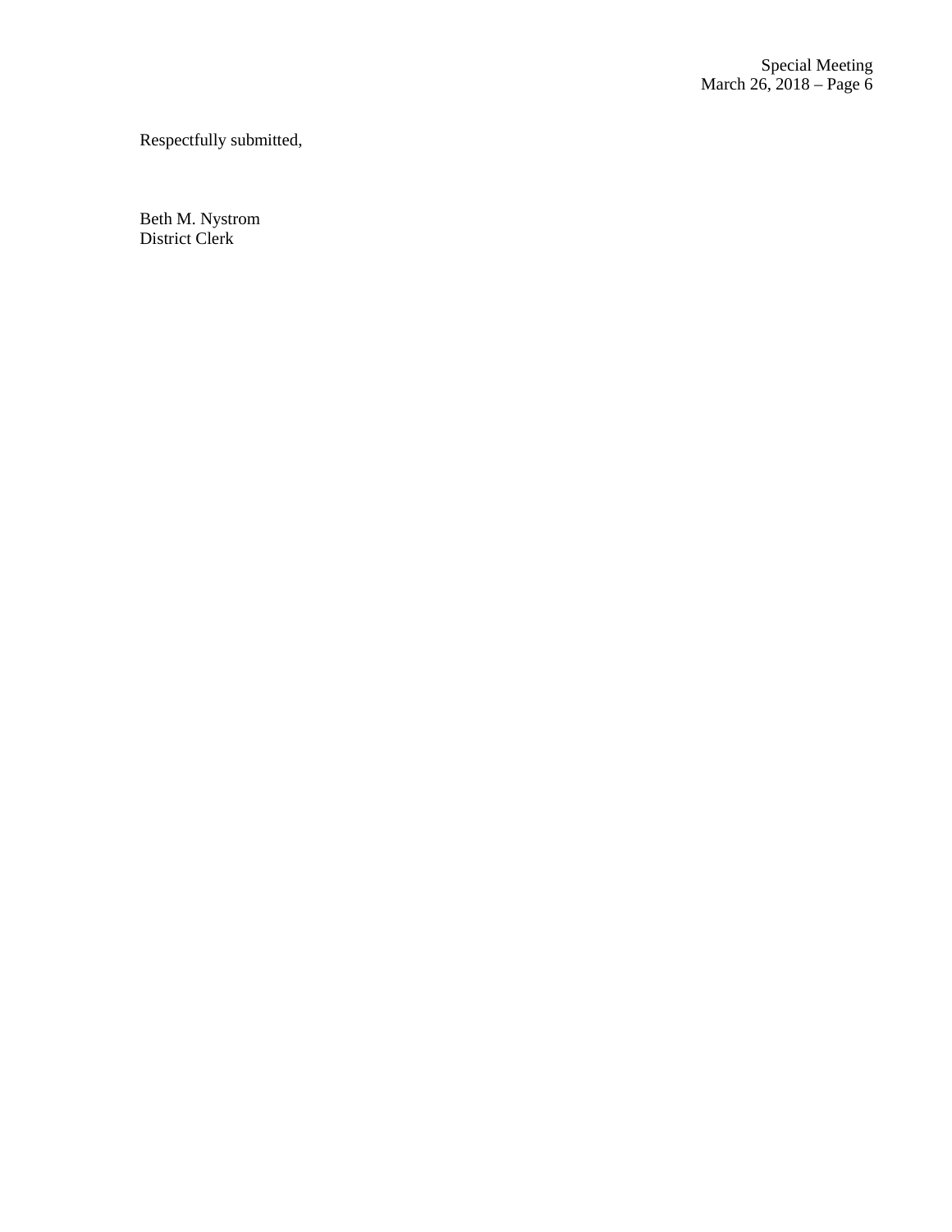Respectfully submitted,

Beth M. Nystrom
District Clerk